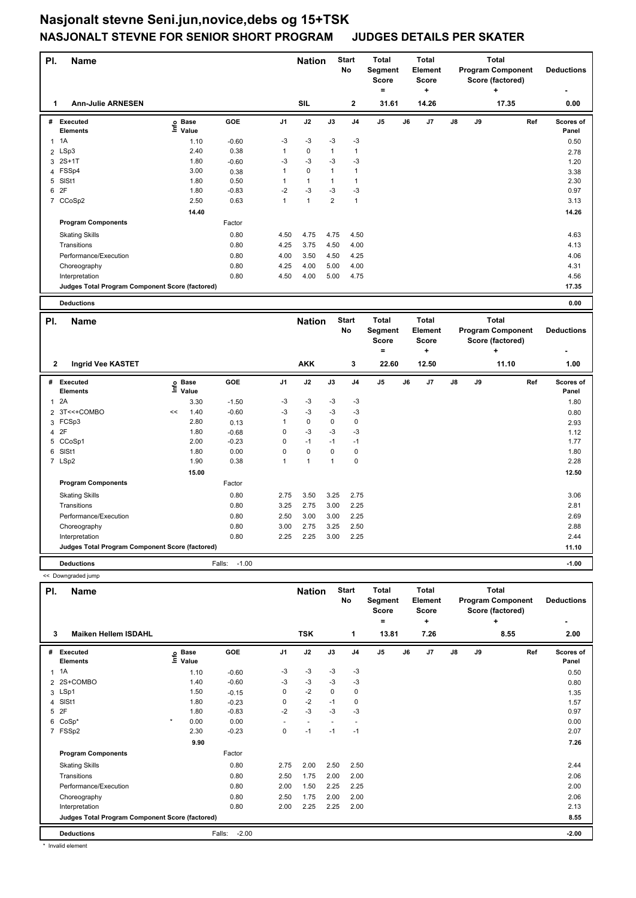# Nasjonalt stevne Seni.jun,novice,debs og 15+TSK

## NASJONALT STEVNE FOR SENIOR SHORT PROGRAM JUDGES DETAILS PER SKATER

| Pl. | Name | Nation | Start No | Total Segment Score = | Total Element Score + | Total Program Component Score (factored) + | Deductions - |
|---|---|---|---|---|---|---|---|
| 1 | Ann-Julie ARNESEN | SIL | 2 | 31.61 | 14.26 | 17.35 | 0.00 |

| # | Executed Elements | Info | Base Value | GOE | J1 | J2 | J3 | J4 | J5 | J6 | J7 | J8 | J9 | Ref | Scores of Panel |
|---|---|---|---|---|---|---|---|---|---|---|---|---|---|---|---|
| 1 | 1A | | 1.10 | -0.60 | -3 | -3 | -3 | -3 | | | | | | | 0.50 |
| 2 | LSp3 | | 2.40 | 0.38 | 1 | 0 | 1 | 1 | | | | | | | 2.78 |
| 3 | 2S+1T | | 1.80 | -0.60 | -3 | -3 | -3 | -3 | | | | | | | 1.20 |
| 4 | FSSp4 | | 3.00 | 0.38 | 1 | 0 | 1 | 1 | | | | | | | 3.38 |
| 5 | SlSt1 | | 1.80 | 0.50 | 1 | 1 | 1 | 1 | | | | | | | 2.30 |
| 6 | 2F | | 1.80 | -0.83 | -2 | -3 | -3 | -3 | | | | | | | 0.97 |
| 7 | CCoSp2 | | 2.50 | 0.63 | 1 | 1 | 2 | 1 | | | | | | | 3.13 |
| | | | 14.40 | | | | | | | | | | | | 14.26 |
| | Program Components | | | Factor | | | | | | | | | | | |
| | Skating Skills | | | 0.80 | 4.50 | 4.75 | 4.75 | 4.50 | | | | | | | 4.63 |
| | Transitions | | | 0.80 | 4.25 | 3.75 | 4.50 | 4.00 | | | | | | | 4.13 |
| | Performance/Execution | | | 0.80 | 4.00 | 3.50 | 4.50 | 4.25 | | | | | | | 4.06 |
| | Choreography | | | 0.80 | 4.25 | 4.00 | 5.00 | 4.00 | | | | | | | 4.31 |
| | Interpretation | | | 0.80 | 4.50 | 4.00 | 5.00 | 4.75 | | | | | | | 4.56 |
| | Judges Total Program Component Score (factored) | | | | | | | | | | | | | | 17.35 |
| | Deductions | | | | | | | | | | | | | | 0.00 |

| Pl. | Name | Nation | Start No | Total Segment Score = | Total Element Score + | Total Program Component Score (factored) + | Deductions - |
|---|---|---|---|---|---|---|---|
| 2 | Ingrid Vee KASTET | AKK | 3 | 22.60 | 12.50 | 11.10 | 1.00 |

| # | Executed Elements | Info | Base Value | GOE | J1 | J2 | J3 | J4 | J5 | J6 | J7 | J8 | J9 | Ref | Scores of Panel |
|---|---|---|---|---|---|---|---|---|---|---|---|---|---|---|---|
| 1 | 2A | | 3.30 | -1.50 | -3 | -3 | -3 | -3 | | | | | | | 1.80 |
| 2 | 3T<<+COMBO | << | 1.40 | -0.60 | -3 | -3 | -3 | -3 | | | | | | | 0.80 |
| 3 | FCSp3 | | 2.80 | 0.13 | 1 | 0 | 0 | 0 | | | | | | | 2.93 |
| 4 | 2F | | 1.80 | -0.68 | 0 | -3 | -3 | -3 | | | | | | | 1.12 |
| 5 | CCoSp1 | | 2.00 | -0.23 | 0 | -1 | -1 | -1 | | | | | | | 1.77 |
| 6 | SlSt1 | | 1.80 | 0.00 | 0 | 0 | 0 | 0 | | | | | | | 1.80 |
| 7 | LSp2 | | 1.90 | 0.38 | 1 | 1 | 1 | 0 | | | | | | | 2.28 |
| | | | 15.00 | | | | | | | | | | | | 12.50 |
| | Program Components | | | Factor | | | | | | | | | | | |
| | Skating Skills | | | 0.80 | 2.75 | 3.50 | 3.25 | 2.75 | | | | | | | 3.06 |
| | Transitions | | | 0.80 | 3.25 | 2.75 | 3.00 | 2.25 | | | | | | | 2.81 |
| | Performance/Execution | | | 0.80 | 2.50 | 3.00 | 3.00 | 2.25 | | | | | | | 2.69 |
| | Choreography | | | 0.80 | 3.00 | 2.75 | 3.25 | 2.50 | | | | | | | 2.88 |
| | Interpretation | | | 0.80 | 2.25 | 2.25 | 3.00 | 2.25 | | | | | | | 2.44 |
| | Judges Total Program Component Score (factored) | | | | | | | | | | | | | | 11.10 |
| | Deductions | | | Falls: -1.00 | | | | | | | | | | | -1.00 |

<< Downgraded jump

| Pl. | Name | Nation | Start No | Total Segment Score = | Total Element Score + | Total Program Component Score (factored) + | Deductions - |
|---|---|---|---|---|---|---|---|
| 3 | Maiken Hellem ISDAHL | TSK | 1 | 13.81 | 7.26 | 8.55 | 2.00 |

| # | Executed Elements | Info | Base Value | GOE | J1 | J2 | J3 | J4 | J5 | J6 | J7 | J8 | J9 | Ref | Scores of Panel |
|---|---|---|---|---|---|---|---|---|---|---|---|---|---|---|---|
| 1 | 1A | | 1.10 | -0.60 | -3 | -3 | -3 | -3 | | | | | | | 0.50 |
| 2 | 2S+COMBO | | 1.40 | -0.60 | -3 | -3 | -3 | -3 | | | | | | | 0.80 |
| 3 | LSp1 | | 1.50 | -0.15 | 0 | -2 | 0 | 0 | | | | | | | 1.35 |
| 4 | SlSt1 | | 1.80 | -0.23 | 0 | -2 | -1 | 0 | | | | | | | 1.57 |
| 5 | 2F | | 1.80 | -0.83 | -2 | -3 | -3 | -3 | | | | | | | 0.97 |
| 6 | CoSp* | * | 0.00 | 0.00 | - | - | - | - | | | | | | | 0.00 |
| 7 | FSSp2 | | 2.30 | -0.23 | 0 | -1 | -1 | -1 | | | | | | | 2.07 |
| | | | 9.90 | | | | | | | | | | | | 7.26 |
| | Program Components | | | Factor | | | | | | | | | | | |
| | Skating Skills | | | 0.80 | 2.75 | 2.00 | 2.50 | 2.50 | | | | | | | 2.44 |
| | Transitions | | | 0.80 | 2.50 | 1.75 | 2.00 | 2.00 | | | | | | | 2.06 |
| | Performance/Execution | | | 0.80 | 2.00 | 1.50 | 2.25 | 2.25 | | | | | | | 2.00 |
| | Choreography | | | 0.80 | 2.50 | 1.75 | 2.00 | 2.00 | | | | | | | 2.06 |
| | Interpretation | | | 0.80 | 2.00 | 2.25 | 2.25 | 2.00 | | | | | | | 2.13 |
| | Judges Total Program Component Score (factored) | | | | | | | | | | | | | | 8.55 |
| | Deductions | | | Falls: -2.00 | | | | | | | | | | | -2.00 |

* Invalid element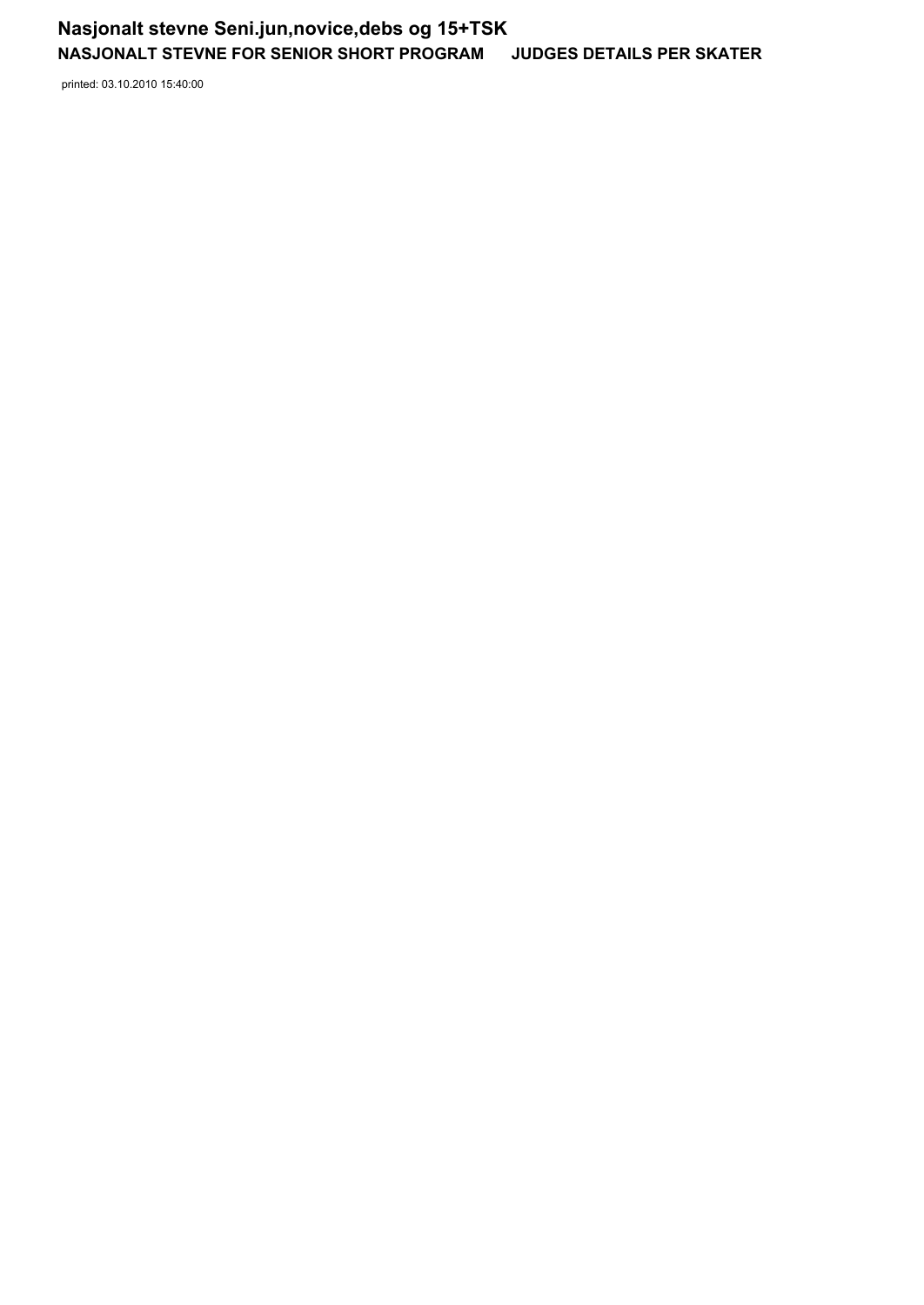# Nasjonalt stevne Seni.jun,novice,debs og 15+TSK

**NASJONALT STEVNE FOR SENIOR SHORT PROGRAM JUDGES DETAILS PER SKATER**

printed: 03.10.2010 15:40:00